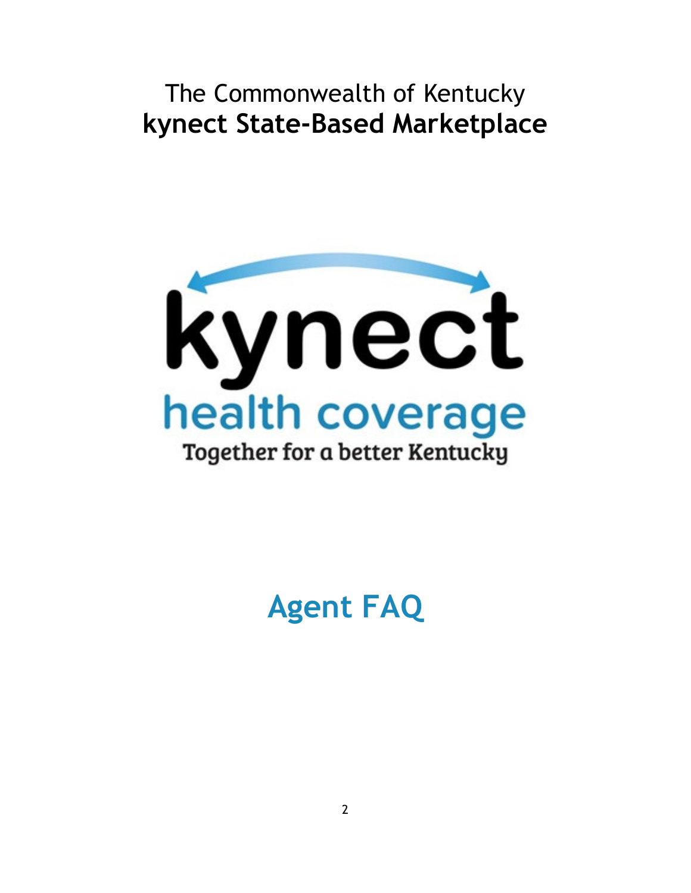The Commonwealth of Kentucky

**kynect State-Based Marketplace**

kynect

health coverage

Together for a better Kentucky

# Agent FAQ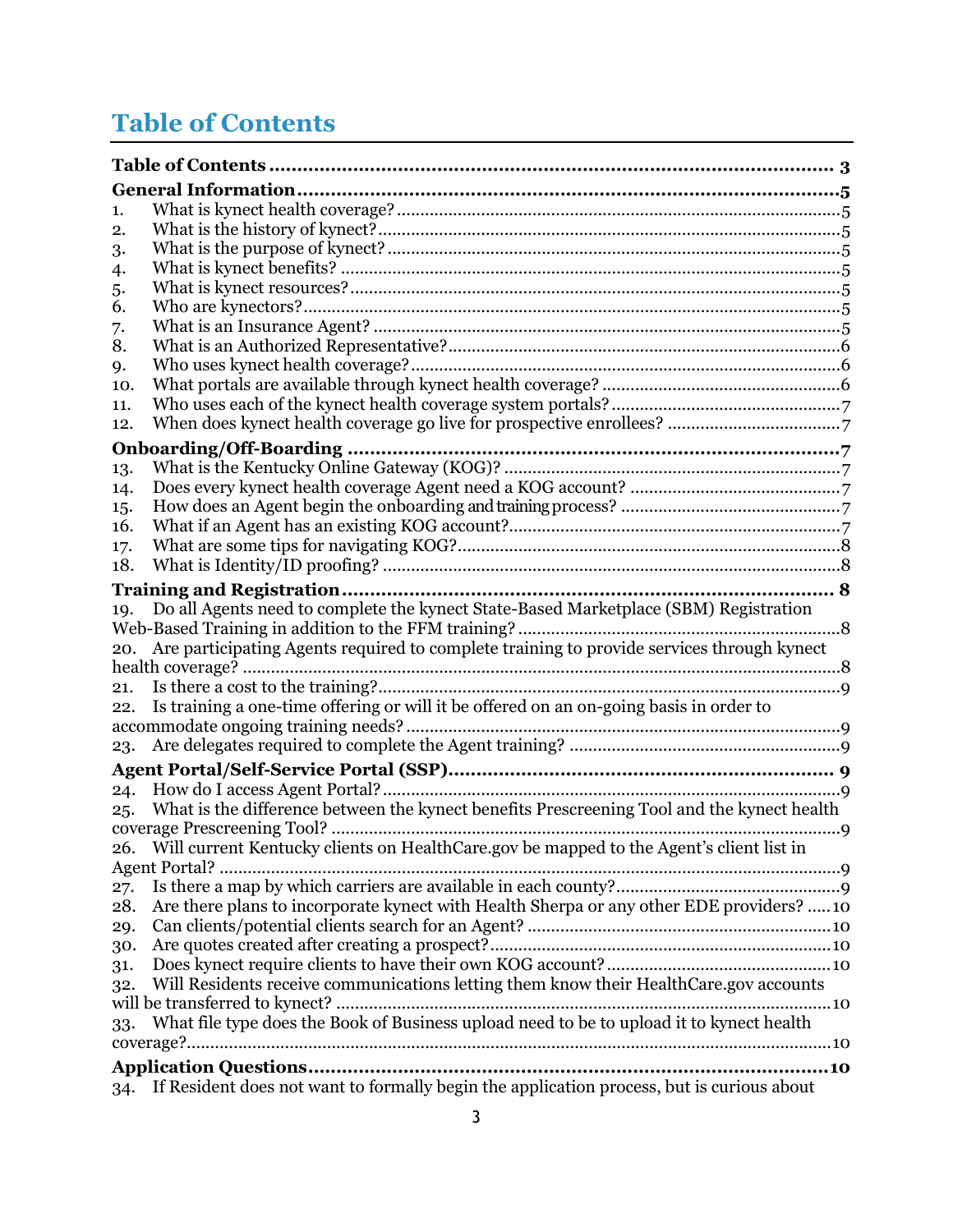# Table of Contents

**Table of Contents** ..................................................................................... 3

**General Information** .................................................................................5

1. What is kynect health coverage? .............................................................................5
2. What is the history of kynect? ..................................................................................5
3. What is the purpose of kynect? ................................................................................5
4. What is kynect benefits? ..........................................................................................5
5. What is kynect resources? ........................................................................................5
6. Who are kynectors? ..................................................................................................5
7. What is an Insurance Agent? ....................................................................................5
8. What is an Authorized Representative? ...................................................................6
9. Who uses kynect health coverage? ..........................................................................6
10. What portals are available through kynect health coverage? ..................................6
11. Who uses each of the kynect health coverage system portals? ...............................7
12. When does kynect health coverage go live for prospective enrollees? ....................7

**Onboarding/Off-Boarding** ..........................................................................7

13. What is the Kentucky Online Gateway (KOG)? .......................................................7
14. Does every kynect health coverage Agent need a KOG account? ............................7
15. How does an Agent begin the onboarding and training process? ...............................7
16. What if an Agent has an existing KOG account? ......................................................7
17. What are some tips for navigating KOG? .................................................................8
18. What is Identity/ID proofing? ...................................................................................8

**Training and Registration** ........................................................................ 8

19. Do all Agents need to complete the kynect State-Based Marketplace (SBM) Registration Web-Based Training in addition to the FFM training? ....................................................8
20. Are participating Agents required to complete training to provide services through kynect health coverage? ...........................................................................................................8
21. Is there a cost to the training? ..................................................................................9
22. Is training a one-time offering or will it be offered on an on-going basis in order to accommodate ongoing training needs? ..........................................................................9
23. Are delegates required to complete the Agent training? .........................................9

**Agent Portal/Self-Service Portal (SSP)** ...................................................... 9

24. How do I access Agent Portal? .................................................................................9
25. What is the difference between the kynect benefits Prescreening Tool and the kynect health coverage Prescreening Tool? .........................................................................................9
26. Will current Kentucky clients on HealthCare.gov be mapped to the Agent's client list in Agent Portal? ....................................................................................................................9
27. Is there a map by which carriers are available in each county? ...............................9
28. Are there plans to incorporate kynect with Health Sherpa or any other EDE providers? .....10
29. Can clients/potential clients search for an Agent? ................................................10
30. Are quotes created after creating a prospect? .......................................................10
31. Does kynect require clients to have their own KOG account? ...............................10
32. Will Residents receive communications letting them know their HealthCare.gov accounts will be transferred to kynect? ..........................................................................................10
33. What file type does the Book of Business upload need to be to upload it to kynect health coverage? ........................................................................................................................10

**Application Questions** ..............................................................................10

34. If Resident does not want to formally begin the application process, but is curious about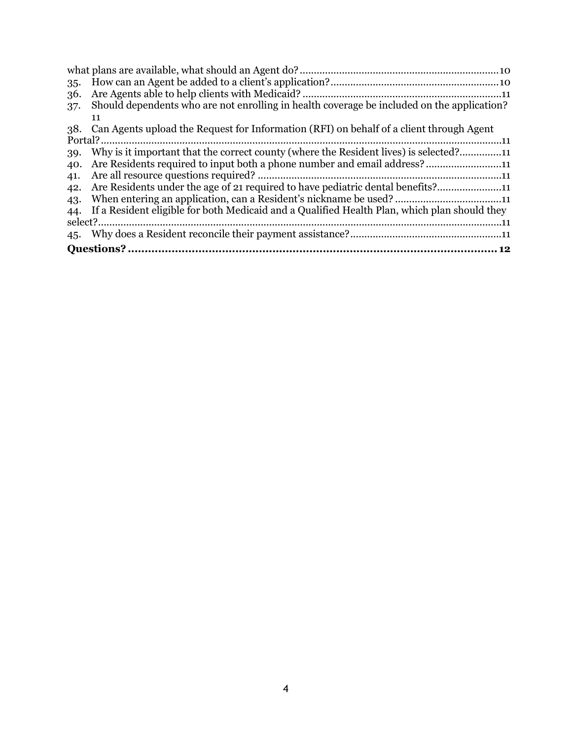what plans are available, what should an Agent do? ........................................................................ 10

35. How can an Agent be added to a client's application? ............................................................ 10
36. Are Agents able to help clients with Medicaid? ........................................................................ 11
37. Should dependents who are not enrolling in health coverage be included on the application? 11
38. Can Agents upload the Request for Information (RFI) on behalf of a client through Agent Portal? ........................................................................................................................................ 11
39. Why is it important that the correct county (where the Resident lives) is selected? ............... 11
40. Are Residents required to input both a phone number and email address? ........................... 11
41. Are all resource questions required? ........................................................................................ 11
42. Are Residents under the age of 21 required to have pediatric dental benefits? ....................... 11
43. When entering an application, can a Resident's nickname be used? ...................................... 11
44. If a Resident eligible for both Medicaid and a Qualified Health Plan, which plan should they select? ........................................................................................................................................ 11
45. Why does a Resident reconcile their payment assistance? ...................................................... 11

**Questions? ......................................................................................................... 12**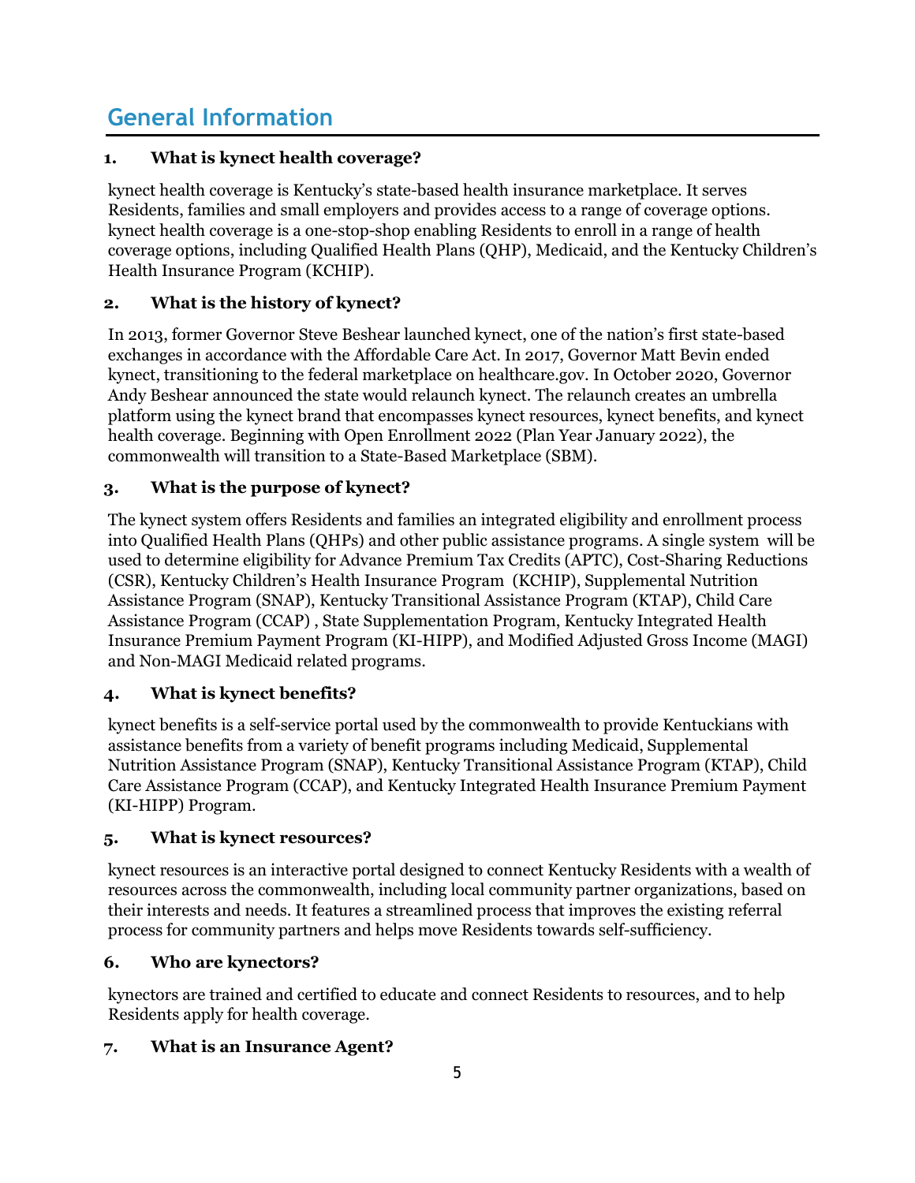## General Information

### 1. What is kynect health coverage?

kynect health coverage is Kentucky's state-based health insurance marketplace. It serves Residents, families and small employers and provides access to a range of coverage options. kynect health coverage is a one-stop-shop enabling Residents to enroll in a range of health coverage options, including Qualified Health Plans (QHP), Medicaid, and the Kentucky Children's Health Insurance Program (KCHIP).

### 2. What is the history of kynect?

In 2013, former Governor Steve Beshear launched kynect, one of the nation's first state-based exchanges in accordance with the Affordable Care Act. In 2017, Governor Matt Bevin ended kynect, transitioning to the federal marketplace on healthcare.gov. In October 2020, Governor Andy Beshear announced the state would relaunch kynect. The relaunch creates an umbrella platform using the kynect brand that encompasses kynect resources, kynect benefits, and kynect health coverage. Beginning with Open Enrollment 2022 (Plan Year January 2022), the commonwealth will transition to a State-Based Marketplace (SBM).

### 3. What is the purpose of kynect?

The kynect system offers Residents and families an integrated eligibility and enrollment process into Qualified Health Plans (QHPs) and other public assistance programs. A single system will be used to determine eligibility for Advance Premium Tax Credits (APTC), Cost-Sharing Reductions (CSR), Kentucky Children's Health Insurance Program (KCHIP), Supplemental Nutrition Assistance Program (SNAP), Kentucky Transitional Assistance Program (KTAP), Child Care Assistance Program (CCAP) , State Supplementation Program, Kentucky Integrated Health Insurance Premium Payment Program (KI-HIPP), and Modified Adjusted Gross Income (MAGI) and Non-MAGI Medicaid related programs.

### 4. What is kynect benefits?

kynect benefits is a self-service portal used by the commonwealth to provide Kentuckians with assistance benefits from a variety of benefit programs including Medicaid, Supplemental Nutrition Assistance Program (SNAP), Kentucky Transitional Assistance Program (KTAP), Child Care Assistance Program (CCAP), and Kentucky Integrated Health Insurance Premium Payment (KI-HIPP) Program.

### 5. What is kynect resources?

kynect resources is an interactive portal designed to connect Kentucky Residents with a wealth of resources across the commonwealth, including local community partner organizations, based on their interests and needs. It features a streamlined process that improves the existing referral process for community partners and helps move Residents towards self-sufficiency.

### 6. Who are kynectors?

kynectors are trained and certified to educate and connect Residents to resources, and to help Residents apply for health coverage.

### 7. What is an Insurance Agent?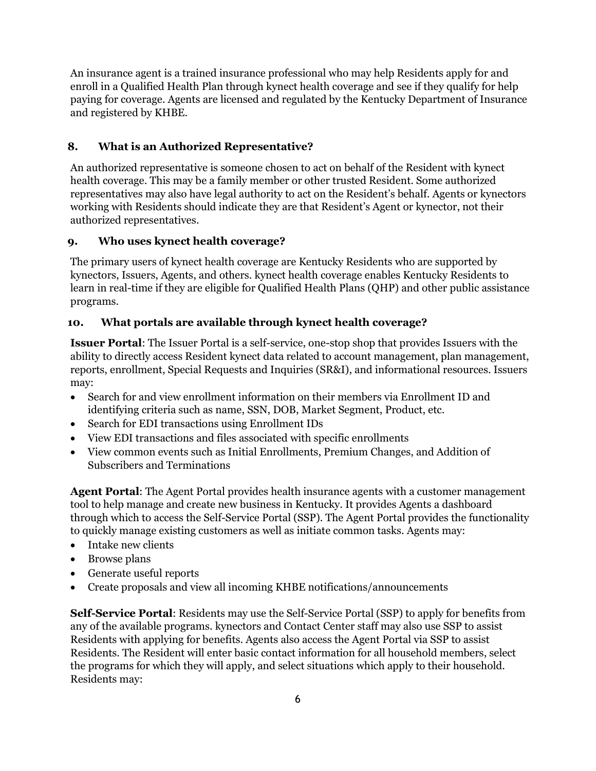An insurance agent is a trained insurance professional who may help Residents apply for and enroll in a Qualified Health Plan through kynect health coverage and see if they qualify for help paying for coverage. Agents are licensed and regulated by the Kentucky Department of Insurance and registered by KHBE.

### 8. What is an Authorized Representative?

An authorized representative is someone chosen to act on behalf of the Resident with kynect health coverage. This may be a family member or other trusted Resident. Some authorized representatives may also have legal authority to act on the Resident's behalf. Agents or kynectors working with Residents should indicate they are that Resident's Agent or kynector, not their authorized representatives.

### 9. Who uses kynect health coverage?

The primary users of kynect health coverage are Kentucky Residents who are supported by kynectors, Issuers, Agents, and others. kynect health coverage enables Kentucky Residents to learn in real-time if they are eligible for Qualified Health Plans (QHP) and other public assistance programs.

### 10. What portals are available through kynect health coverage?

**Issuer Portal**: The Issuer Portal is a self-service, one-stop shop that provides Issuers with the ability to directly access Resident kynect data related to account management, plan management, reports, enrollment, Special Requests and Inquiries (SR&I), and informational resources. Issuers may:

- Search for and view enrollment information on their members via Enrollment ID and identifying criteria such as name, SSN, DOB, Market Segment, Product, etc.
- Search for EDI transactions using Enrollment IDs
- View EDI transactions and files associated with specific enrollments
- View common events such as Initial Enrollments, Premium Changes, and Addition of Subscribers and Terminations

**Agent Portal**: The Agent Portal provides health insurance agents with a customer management tool to help manage and create new business in Kentucky. It provides Agents a dashboard through which to access the Self-Service Portal (SSP). The Agent Portal provides the functionality to quickly manage existing customers as well as initiate common tasks. Agents may:

- Intake new clients
- Browse plans
- Generate useful reports
- Create proposals and view all incoming KHBE notifications/announcements

**Self-Service Portal**: Residents may use the Self-Service Portal (SSP) to apply for benefits from any of the available programs. kynectors and Contact Center staff may also use SSP to assist Residents with applying for benefits. Agents also access the Agent Portal via SSP to assist Residents. The Resident will enter basic contact information for all household members, select the programs for which they will apply, and select situations which apply to their household. Residents may: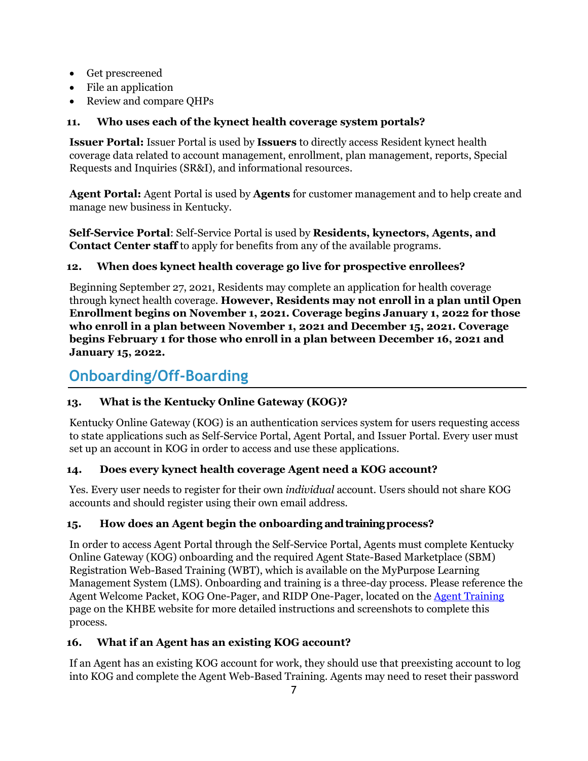- Get prescreened
- File an application
- Review and compare QHPs

### 11. Who uses each of the kynect health coverage system portals?

**Issuer Portal:** Issuer Portal is used by **Issuers** to directly access Resident kynect health coverage data related to account management, enrollment, plan management, reports, Special Requests and Inquiries (SR&I), and informational resources.

**Agent Portal:** Agent Portal is used by **Agents** for customer management and to help create and manage new business in Kentucky.

**Self-Service Portal**: Self-Service Portal is used by **Residents, kynectors, Agents, and Contact Center staff** to apply for benefits from any of the available programs.

### 12. When does kynect health coverage go live for prospective enrollees?

Beginning September 27, 2021, Residents may complete an application for health coverage through kynect health coverage. **However, Residents may not enroll in a plan until Open Enrollment begins on November 1, 2021. Coverage begins January 1, 2022 for those who enroll in a plan between November 1, 2021 and December 15, 2021. Coverage begins February 1 for those who enroll in a plan between December 16, 2021 and January 15, 2022.**

## Onboarding/Off-Boarding

### 13. What is the Kentucky Online Gateway (KOG)?

Kentucky Online Gateway (KOG) is an authentication services system for users requesting access to state applications such as Self-Service Portal, Agent Portal, and Issuer Portal. Every user must set up an account in KOG in order to access and use these applications.

### 14. Does every kynect health coverage Agent need a KOG account?

Yes. Every user needs to register for their own *individual* account. Users should not share KOG accounts and should register using their own email address.

### 15. How does an Agent begin the onboarding and training process?

In order to access Agent Portal through the Self-Service Portal, Agents must complete Kentucky Online Gateway (KOG) onboarding and the required Agent State-Based Marketplace (SBM) Registration Web-Based Training (WBT), which is available on the MyPurpose Learning Management System (LMS). Onboarding and training is a three-day process. Please reference the Agent Welcome Packet, KOG One-Pager, and RIDP One-Pager, located on the [Agent Training](#) page on the KHBE website for more detailed instructions and screenshots to complete this process.

### 16. What if an Agent has an existing KOG account?

If an Agent has an existing KOG account for work, they should use that preexisting account to log into KOG and complete the Agent Web-Based Training. Agents may need to reset their password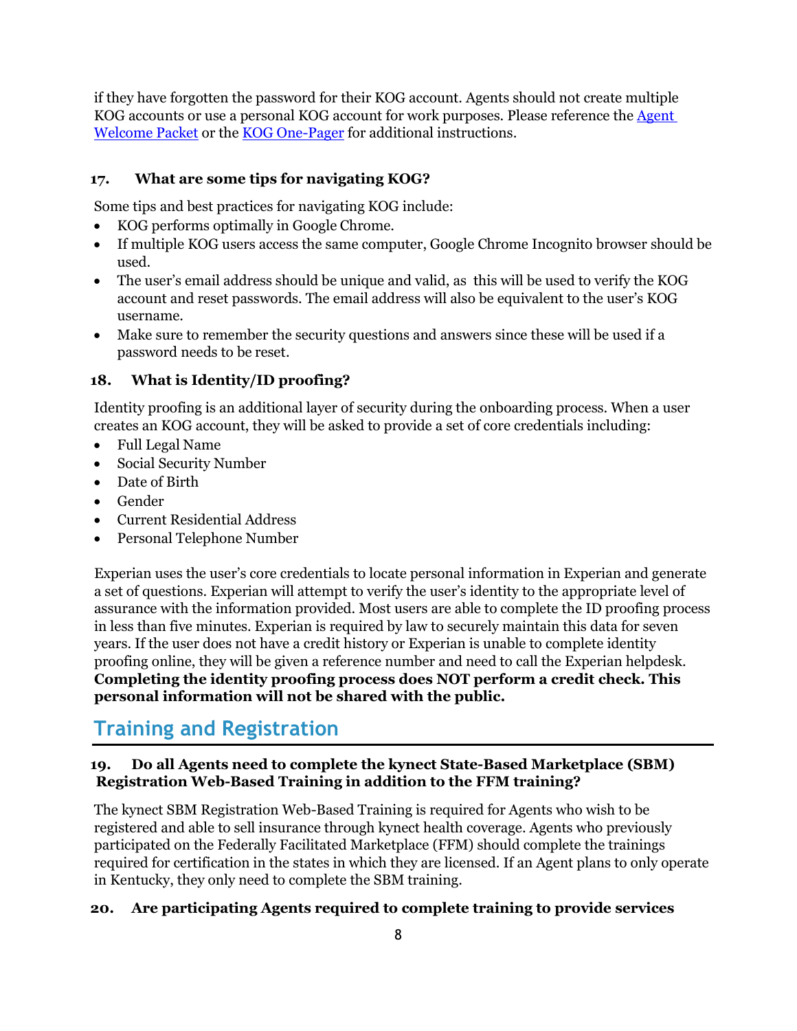if they have forgotten the password for their KOG account. Agents should not create multiple KOG accounts or use a personal KOG account for work purposes. Please reference the [Agent Welcome Packet]() or the [KOG One-Pager]() for additional instructions.

### 17. What are some tips for navigating KOG?

Some tips and best practices for navigating KOG include:

- KOG performs optimally in Google Chrome.
- If multiple KOG users access the same computer, Google Chrome Incognito browser should be used.
- The user's email address should be unique and valid, as this will be used to verify the KOG account and reset passwords. The email address will also be equivalent to the user's KOG username.
- Make sure to remember the security questions and answers since these will be used if a password needs to be reset.

### 18. What is Identity/ID proofing?

Identity proofing is an additional layer of security during the onboarding process. When a user creates an KOG account, they will be asked to provide a set of core credentials including:

- Full Legal Name
- Social Security Number
- Date of Birth
- Gender
- Current Residential Address
- Personal Telephone Number

Experian uses the user's core credentials to locate personal information in Experian and generate a set of questions. Experian will attempt to verify the user's identity to the appropriate level of assurance with the information provided. Most users are able to complete the ID proofing process in less than five minutes. Experian is required by law to securely maintain this data for seven years. If the user does not have a credit history or Experian is unable to complete identity proofing online, they will be given a reference number and need to call the Experian helpdesk. **Completing the identity proofing process does NOT perform a credit check. This personal information will not be shared with the public.**

## Training and Registration

### 19. Do all Agents need to complete the kynect State-Based Marketplace (SBM) Registration Web-Based Training in addition to the FFM training?

The kynect SBM Registration Web-Based Training is required for Agents who wish to be registered and able to sell insurance through kynect health coverage. Agents who previously participated on the Federally Facilitated Marketplace (FFM) should complete the trainings required for certification in the states in which they are licensed. If an Agent plans to only operate in Kentucky, they only need to complete the SBM training.

### 20. Are participating Agents required to complete training to provide services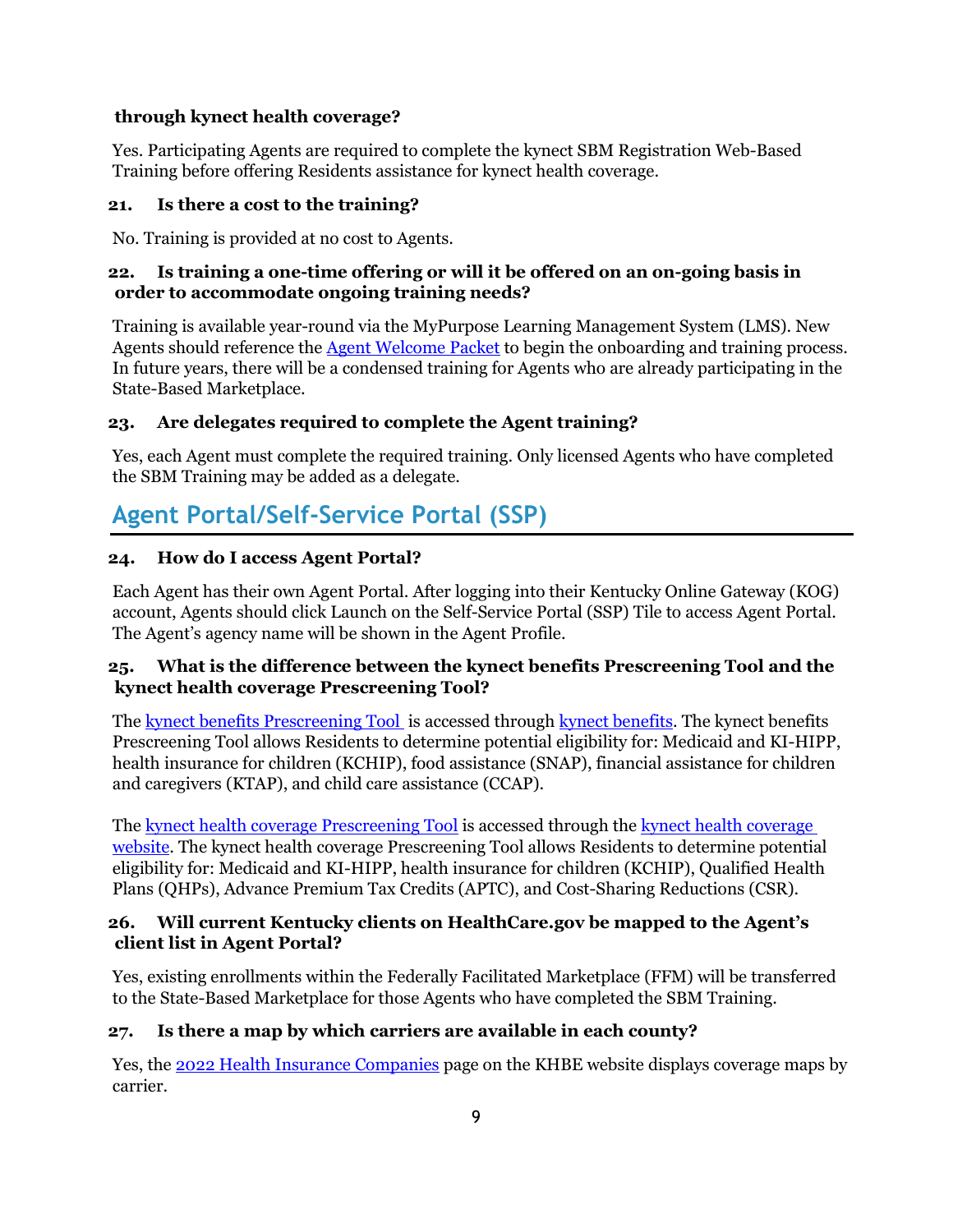**through kynect health coverage?**

Yes. Participating Agents are required to complete the kynect SBM Registration Web-Based Training before offering Residents assistance for kynect health coverage.

### 21. Is there a cost to the training?

No. Training is provided at no cost to Agents.

### 22. Is training a one-time offering or will it be offered on an on-going basis in order to accommodate ongoing training needs?

Training is available year-round via the MyPurpose Learning Management System (LMS). New Agents should reference the Agent Welcome Packet to begin the onboarding and training process. In future years, there will be a condensed training for Agents who are already participating in the State-Based Marketplace.

### 23. Are delegates required to complete the Agent training?

Yes, each Agent must complete the required training. Only licensed Agents who have completed the SBM Training may be added as a delegate.

## Agent Portal/Self-Service Portal (SSP)

### 24. How do I access Agent Portal?

Each Agent has their own Agent Portal. After logging into their Kentucky Online Gateway (KOG) account, Agents should click Launch on the Self-Service Portal (SSP) Tile to access Agent Portal. The Agent's agency name will be shown in the Agent Profile.

### 25. What is the difference between the kynect benefits Prescreening Tool and the kynect health coverage Prescreening Tool?

The kynect benefits Prescreening Tool is accessed through kynect benefits. The kynect benefits Prescreening Tool allows Residents to determine potential eligibility for: Medicaid and KI-HIPP, health insurance for children (KCHIP), food assistance (SNAP), financial assistance for children and caregivers (KTAP), and child care assistance (CCAP).

The kynect health coverage Prescreening Tool is accessed through the kynect health coverage website. The kynect health coverage Prescreening Tool allows Residents to determine potential eligibility for: Medicaid and KI-HIPP, health insurance for children (KCHIP), Qualified Health Plans (QHPs), Advance Premium Tax Credits (APTC), and Cost-Sharing Reductions (CSR).

### 26. Will current Kentucky clients on HealthCare.gov be mapped to the Agent's client list in Agent Portal?

Yes, existing enrollments within the Federally Facilitated Marketplace (FFM) will be transferred to the State-Based Marketplace for those Agents who have completed the SBM Training.

### 27. Is there a map by which carriers are available in each county?

Yes, the 2022 Health Insurance Companies page on the KHBE website displays coverage maps by carrier.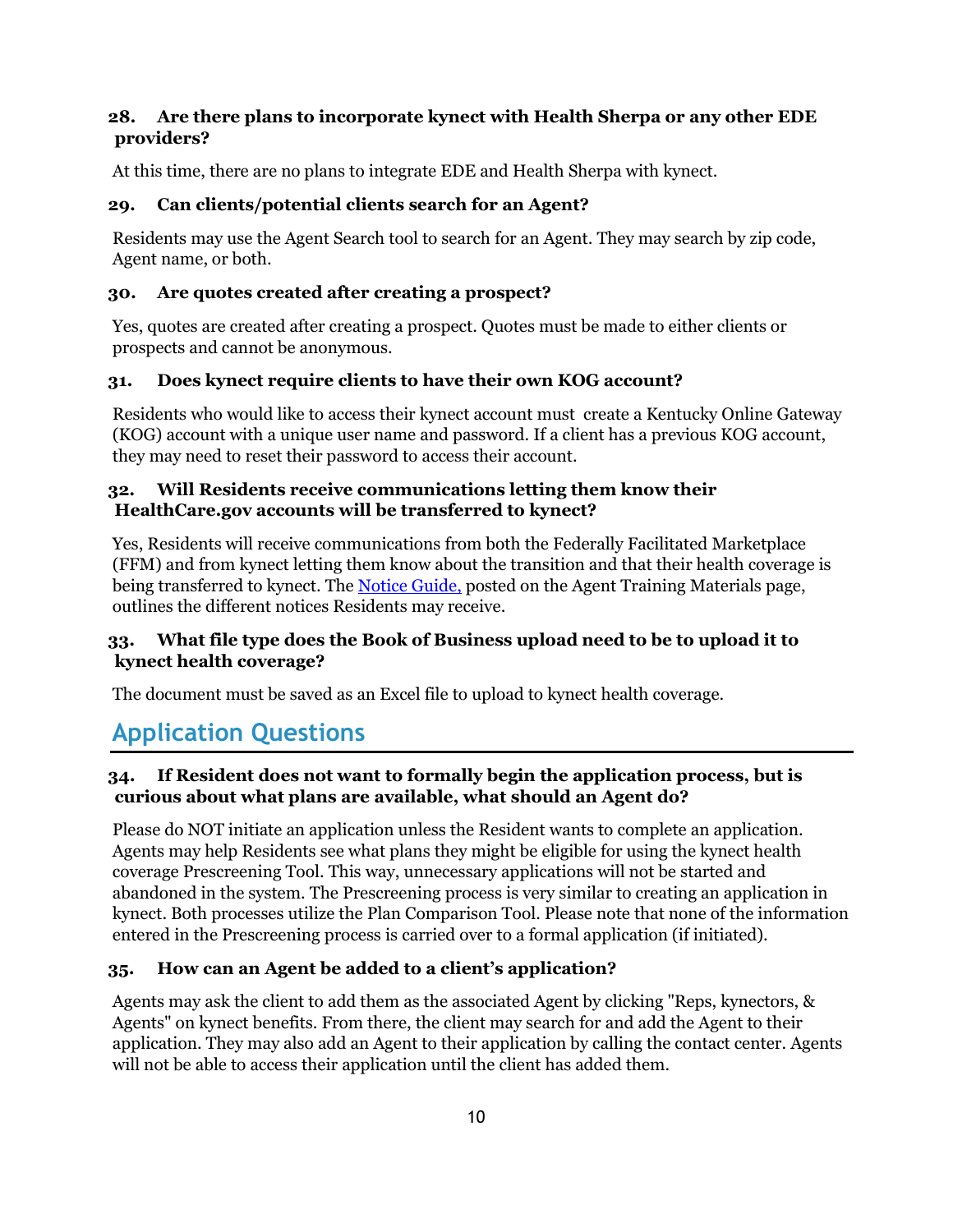### 28. Are there plans to incorporate kynect with Health Sherpa or any other EDE providers?

At this time, there are no plans to integrate EDE and Health Sherpa with kynect.

### 29. Can clients/potential clients search for an Agent?

Residents may use the Agent Search tool to search for an Agent. They may search by zip code, Agent name, or both.

### 30. Are quotes created after creating a prospect?

Yes, quotes are created after creating a prospect. Quotes must be made to either clients or prospects and cannot be anonymous.

### 31. Does kynect require clients to have their own KOG account?

Residents who would like to access their kynect account must create a Kentucky Online Gateway (KOG) account with a unique user name and password. If a client has a previous KOG account, they may need to reset their password to access their account.

### 32. Will Residents receive communications letting them know their HealthCare.gov accounts will be transferred to kynect?

Yes, Residents will receive communications from both the Federally Facilitated Marketplace (FFM) and from kynect letting them know about the transition and that their health coverage is being transferred to kynect. The Notice Guide, posted on the Agent Training Materials page, outlines the different notices Residents may receive.

### 33. What file type does the Book of Business upload need to be to upload it to kynect health coverage?

The document must be saved as an Excel file to upload to kynect health coverage.

## Application Questions

### 34. If Resident does not want to formally begin the application process, but is curious about what plans are available, what should an Agent do?

Please do NOT initiate an application unless the Resident wants to complete an application. Agents may help Residents see what plans they might be eligible for using the kynect health coverage Prescreening Tool. This way, unnecessary applications will not be started and abandoned in the system. The Prescreening process is very similar to creating an application in kynect. Both processes utilize the Plan Comparison Tool. Please note that none of the information entered in the Prescreening process is carried over to a formal application (if initiated).

### 35. How can an Agent be added to a client's application?

Agents may ask the client to add them as the associated Agent by clicking "Reps, kynectors, & Agents" on kynect benefits. From there, the client may search for and add the Agent to their application. They may also add an Agent to their application by calling the contact center. Agents will not be able to access their application until the client has added them.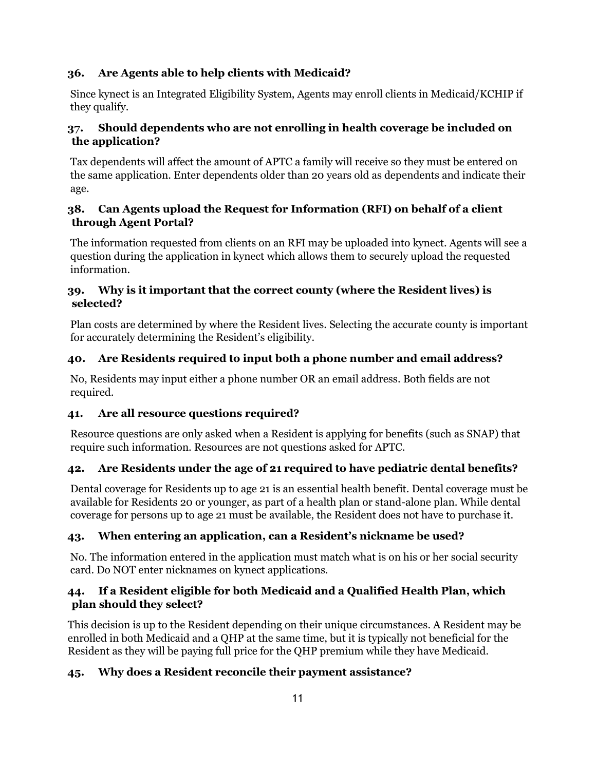### 36. Are Agents able to help clients with Medicaid?

Since kynect is an Integrated Eligibility System, Agents may enroll clients in Medicaid/KCHIP if they qualify.

### 37. Should dependents who are not enrolling in health coverage be included on the application?

Tax dependents will affect the amount of APTC a family will receive so they must be entered on the same application. Enter dependents older than 20 years old as dependents and indicate their age.

### 38. Can Agents upload the Request for Information (RFI) on behalf of a client through Agent Portal?

The information requested from clients on an RFI may be uploaded into kynect. Agents will see a question during the application in kynect which allows them to securely upload the requested information.

### 39. Why is it important that the correct county (where the Resident lives) is selected?

Plan costs are determined by where the Resident lives. Selecting the accurate county is important for accurately determining the Resident's eligibility.

### 40. Are Residents required to input both a phone number and email address?

No, Residents may input either a phone number OR an email address. Both fields are not required.

### 41. Are all resource questions required?

Resource questions are only asked when a Resident is applying for benefits (such as SNAP) that require such information. Resources are not questions asked for APTC.

### 42. Are Residents under the age of 21 required to have pediatric dental benefits?

Dental coverage for Residents up to age 21 is an essential health benefit. Dental coverage must be available for Residents 20 or younger, as part of a health plan or stand-alone plan. While dental coverage for persons up to age 21 must be available, the Resident does not have to purchase it.

### 43. When entering an application, can a Resident's nickname be used?

No. The information entered in the application must match what is on his or her social security card. Do NOT enter nicknames on kynect applications.

### 44. If a Resident eligible for both Medicaid and a Qualified Health Plan, which plan should they select?

This decision is up to the Resident depending on their unique circumstances. A Resident may be enrolled in both Medicaid and a QHP at the same time, but it is typically not beneficial for the Resident as they will be paying full price for the QHP premium while they have Medicaid.

### 45. Why does a Resident reconcile their payment assistance?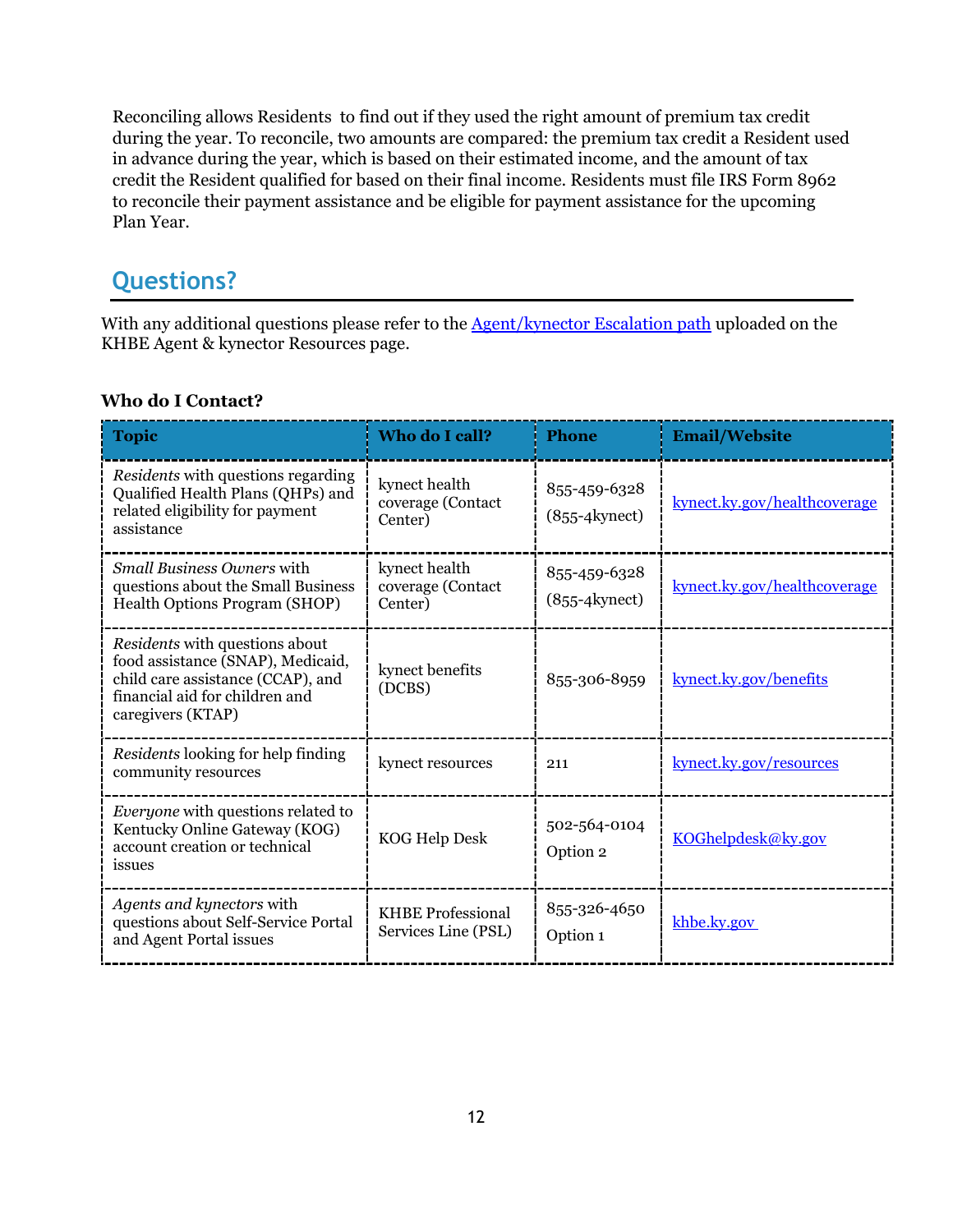Reconciling allows Residents to find out if they used the right amount of premium tax credit during the year. To reconcile, two amounts are compared: the premium tax credit a Resident used in advance during the year, which is based on their estimated income, and the amount of tax credit the Resident qualified for based on their final income. Residents must file IRS Form 8962 to reconcile their payment assistance and be eligible for payment assistance for the upcoming Plan Year.

## Questions?

With any additional questions please refer to the [Agent/kynector Escalation path] uploaded on the KHBE Agent & kynector Resources page.

**Who do I Contact?**

| Topic | Who do I call? | Phone | Email/Website |
|---|---|---|---|
| *Residents* with questions regarding Qualified Health Plans (QHPs) and related eligibility for payment assistance | kynect health coverage (Contact Center) | 855-459-6328 (855-4kynect) | kynect.ky.gov/healthcoverage |
| *Small Business Owners* with questions about the Small Business Health Options Program (SHOP) | kynect health coverage (Contact Center) | 855-459-6328 (855-4kynect) | kynect.ky.gov/healthcoverage |
| *Residents* with questions about food assistance (SNAP), Medicaid, child care assistance (CCAP), and financial aid for children and caregivers (KTAP) | kynect benefits (DCBS) | 855-306-8959 | kynect.ky.gov/benefits |
| *Residents* looking for help finding community resources | kynect resources | 211 | kynect.ky.gov/resources |
| *Everyone* with questions related to Kentucky Online Gateway (KOG) account creation or technical issues | KOG Help Desk | 502-564-0104 Option 2 | KOGhelpdesk@ky.gov |
| *Agents and kynectors* with questions about Self-Service Portal and Agent Portal issues | KHBE Professional Services Line (PSL) | 855-326-4650 Option 1 | khbe.ky.gov |